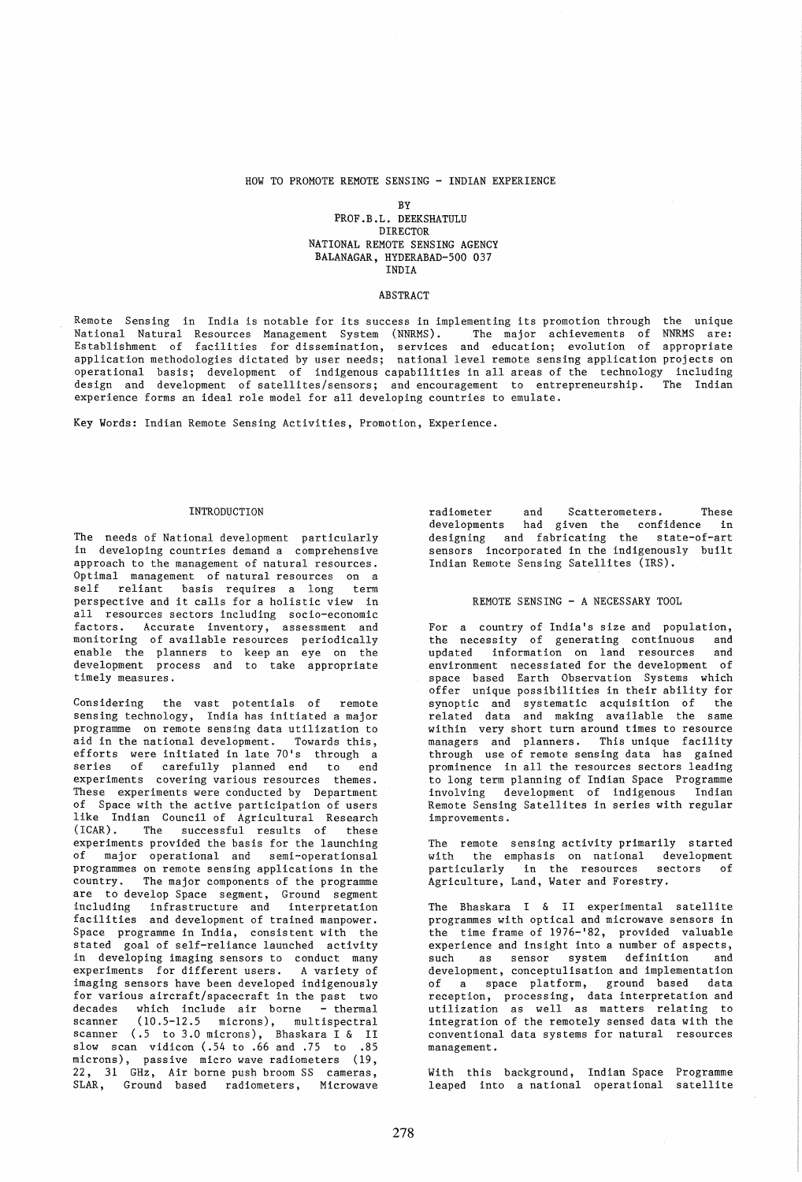# HOW TO PROMOTE REMOTE SENSING - INDIAN EXPERIENCE

BY

PROF.B.L. DEEKSHATULU
DIRECTOR
NATIONAL REMOTE SENSING AGENCY
BALANAGAR, HYDERABAD-500 037
INDIA

## ABSTRACT

Remote Sensing in India is notable for its success in implementing its promotion through the unique National Natural Resources Management System (NNRMS). The major achievements of NNRMS are: Establishment of facilities for dissemination, services and education; evolution of appropriate application methodologies dictated by user needs; national level remote sensing application projects on operational basis; development of indigenous capabilities in all areas of the technology including design and development of satellites/sensors; and encouragement to entrepreneurship. The Indian experience forms an ideal role model for all developing countries to emulate.

Key Words: Indian Remote Sensing Activities, Promotion, Experience.

## INTRODUCTION

The needs of National development particularly in developing countries demand a comprehensive approach to the management of natural resources. Optimal management of natural resources on a self reliant basis requires a long term perspective and it calls for a holistic view in all resources sectors including socio-economic factors. Accurate inventory, assessment and monitoring of available resources periodically enable the planners to keep an eye on the development process and to take appropriate timely measures.

Considering the vast potentials of remote sensing technology, India has initiated a major programme on remote sensing data utilization to aid in the national development. Towards this, efforts were initiated in late 70's through a series of carefully planned end to end experiments covering various resources themes. These experiments were conducted by Department of Space with the active participation of users like Indian Council of Agricultural Research (ICAR). The successful results of these experiments provided the basis for the launching of major operational and semi-operationsal programmes on remote sensing applications in the country. The major components of the programme are to develop Space segment, Ground segment including infrastructure and interpretation facilities and development of trained manpower. Space programme in India, consistent with the stated goal of self-reliance launched activity in developing imaging sensors to conduct many experiments for different users. A variety of imaging sensors have been developed indigenously for various aircraft/spacecraft in the past two decades which include air borne - thermal scanner (10.5-12.5 microns), multispectral scanner (.5 to 3.0 microns), Bhaskara I & II slow scan vidicon (.54 to .66 and .75 to .85 microns), passive micro wave radiometers (19, 22, 31 GHz, Air borne push broom SS cameras, SLAR, Ground based radiometers, Microwave radiometer and Scatterometers. These developments had given the confidence in designing and fabricating the state-of-art sensors incorporated in the indigenously built Indian Remote Sensing Satellites (IRS).

## REMOTE SENSING - A NECESSARY TOOL

For a country of India's size and population, the necessity of generating continuous and updated information on land resources and environment necessiated for the development of space based Earth Observation Systems which offer unique possibilities in their ability for synoptic and systematic acquisition of the related data and making available the same within very short turn around times to resource managers and planners. This unique facility through use of remote sensing data has gained prominence in all the resources sectors leading to long term planning of Indian Space Programme involving development of indigenous Indian Remote Sensing Satellites in series with regular improvements.

The remote sensing activity primarily started with the emphasis on national development particularly in the resources sectors of Agriculture, Land, Water and Forestry.

The Bhaskara I & II experimental satellite programmes with optical and microwave sensors in the time frame of 1976-'82, provided valuable experience and insight into a number of aspects, such as sensor system definition and development, conceptulisation and implementation of a space platform, ground based data reception, processing, data interpretation and utilization as well as matters relating to integration of the remotely sensed data with the conventional data systems for natural resources management.

With this background, Indian Space Programme leaped into a national operational satellite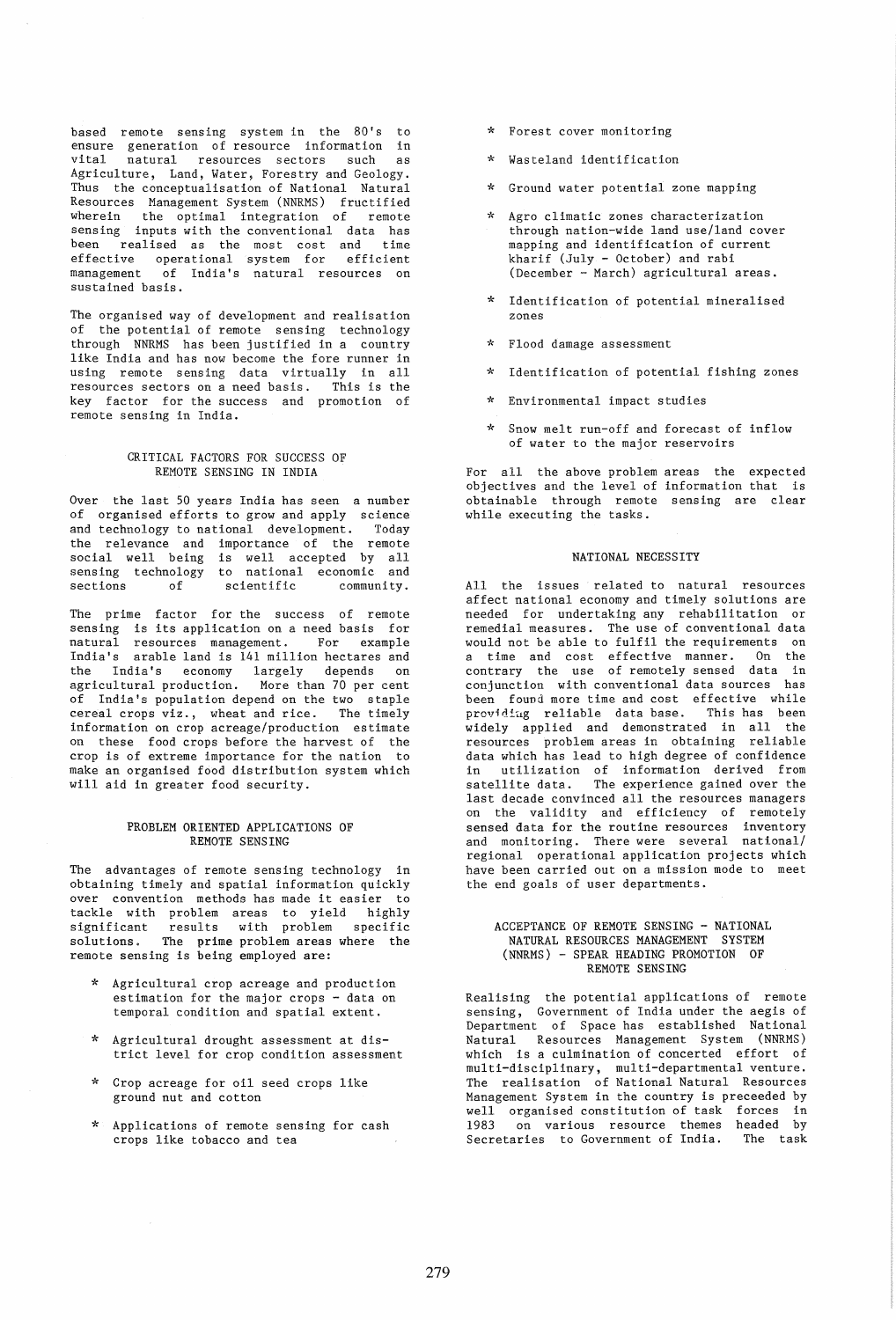based remote sensing system in the 80's to ensure generation of resource information in vital natural resources sectors such as Agriculture, Land, Water, Forestry and Geology. Thus the conceptualisation of National Natural Resources Management System (NNRMS) fructified wherein the optimal integration of remote sensing inputs with the conventional data has been realised as the most cost and time effective operational system for efficient management of India's natural resources on sustained basis.

The organised way of development and realisation of the potential of remote sensing technology through NNRMS has been justified in a country like India and has now become the fore runner in using remote sensing data virtually in all resources sectors on a need basis. This is the key factor for the success and promotion of remote sensing in India.

## CRITICAL FACTORS FOR SUCCESS OF REMOTE SENSING IN INDIA

Over the last 50 years India has seen a number of organised efforts to grow and apply science and technology to national development. Today the relevance and importance of the remote social well being is well accepted by all sensing technology to national economic and sections of scientific community.

The prime factor for the success of remote sensing is its application on a need basis for natural resources management. For example India's arable land is 141 million hectares and the India's economy largely depends on agricultural production. More than 70 per cent of India's population depend on the two staple cereal crops viz., wheat and rice. The timely information on crop acreage/production estimate on these food crops before the harvest of the crop is of extreme importance for the nation to make an organised food distribution system which will aid in greater food security.

## PROBLEM ORIENTED APPLICATIONS OF REMOTE SENSING

The advantages of remote sensing technology in obtaining timely and spatial information quickly over convention methods has made it easier to tackle with problem areas to yield highly significant results with problem specific solutions. The prime problem areas where the remote sensing is being employed are:

* Agricultural crop acreage and production estimation for the major crops - data on temporal condition and spatial extent.
* Agricultural drought assessment at district level for crop condition assessment
* Crop acreage for oil seed crops like ground nut and cotton
* Applications of remote sensing for cash crops like tobacco and tea
* Forest cover monitoring
* Wasteland identification
* Ground water potential zone mapping
* Agro climatic zones characterization through nation-wide land use/land cover mapping and identification of current kharif (July - October) and rabi (December - March) agricultural areas.
* Identification of potential mineralised zones
* Flood damage assessment
* Identification of potential fishing zones
* Environmental impact studies
* Snow melt run-off and forecast of inflow of water to the major reservoirs

For all the above problem areas the expected objectives and the level of information that is obtainable through remote sensing are clear while executing the tasks.

## NATIONAL NECESSITY

All the issues related to natural resources affect national economy and timely solutions are needed for undertaking any rehabilitation or remedial measures. The use of conventional data would not be able to fulfil the requirements on a time and cost effective manner. On the contrary the use of remotely sensed data in conjunction with conventional data sources has been found more time and cost effective while providing reliable data base. This has been widely applied and demonstrated in all the resources problem areas in obtaining reliable data which has lead to high degree of confidence in utilization of information derived from satellite data. The experience gained over the last decade convinced all the resources managers on the validity and efficiency of remotely sensed data for the routine resources inventory and monitoring. There were several national/regional operational application projects which have been carried out on a mission mode to meet the end goals of user departments.

## ACCEPTANCE OF REMOTE SENSING - NATIONAL NATURAL RESOURCES MANAGEMENT SYSTEM (NNRMS) - SPEAR HEADING PROMOTION OF REMOTE SENSING

Realising the potential applications of remote sensing, Government of India under the aegis of Department of Space has established National Natural Resources Management System (NNRMS) which is a culmination of concerted effort of multi-disciplinary, multi-departmental venture. The realisation of National Natural Resources Management System in the country is preceeded by well organised constitution of task forces in 1983 on various resource themes headed by Secretaries to Government of India. The task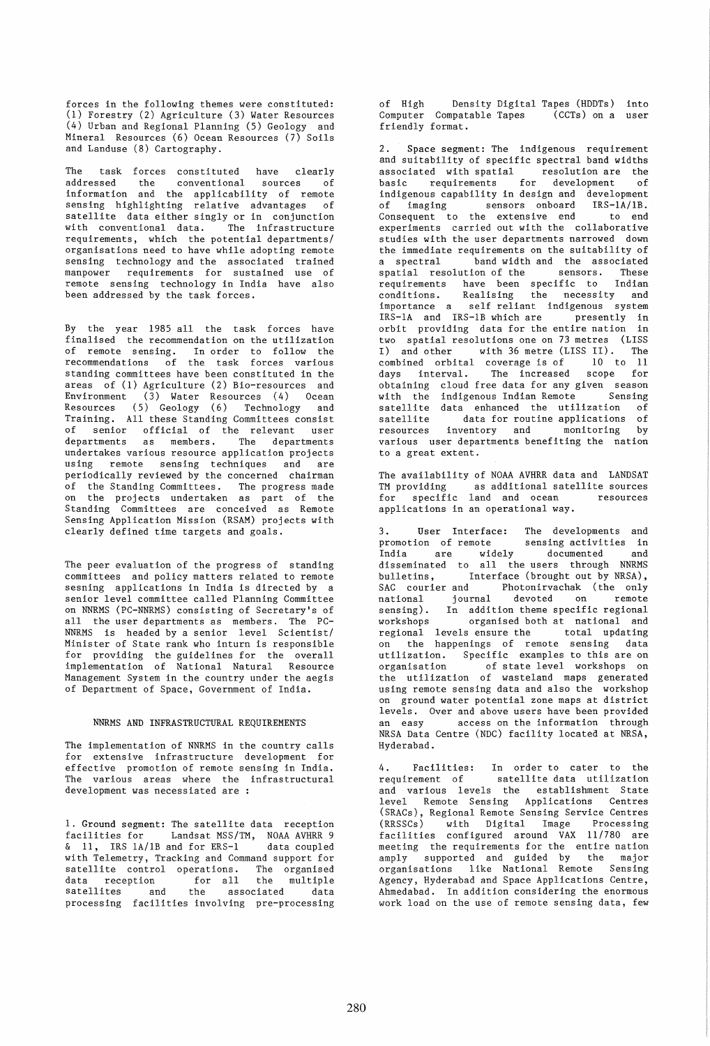forces in the following themes were constituted: (1) Forestry (2) Agriculture (3) Water Resources (4) Urban and Regional Planning (5) Geology and Mineral Resources (6) Ocean Resources (7) Soils and Landuse (8) Cartography.

The task forces constituted have clearly addressed the conventional sources of information and the applicability of remote sensing highlighting relative advantages of satellite data either singly or in conjunction with conventional data. The infrastructure requirements, which the potential departments/ organisations need to have while adopting remote sensing technology and the associated trained manpower requirements for sustained use of remote sensing technology in India have also been addressed by the task forces.

By the year 1985 all the task forces have finalised the recommendation on the utilization of remote sensing. In order to follow the recommendations of the task forces various standing committees have been constituted in the areas of (1) Agriculture (2) Bio-resources and Environment (3) Water Resources (4) Ocean Resources (5) Geology (6) Technology and Training. All these Standing Committees consist of senior official of the relevant user departments as members. The departments undertakes various resource application projects using remote sensing techniques and are periodically reviewed by the concerned chairman of the Standing Committees. The progress made on the projects undertaken as part of the Standing Committees are conceived as Remote Sensing Application Mission (RSAM) projects with clearly defined time targets and goals.

The peer evaluation of the progress of standing committees and policy matters related to remote sesning applications in India is directed by a senior level committee called Planning Committee on NNRMS (PC-NNRMS) consisting of Secretary's of all the user departments as members. The PC-NNRMS is headed by a senior level Scientist/ Minister of State rank who inturn is responsible for providing the guidelines for the overall implementation of National Natural Resource Management System in the country under the aegis of Department of Space, Government of India.

## NNRMS AND INFRASTRUCTURAL REQUIREMENTS

The implementation of NNRMS in the country calls for extensive infrastructure development for effective promotion of remote sensing in India. The various areas where the infrastructural development was necessiated are :

1. Ground segment: The satellite data reception facilities for Landsat MSS/TM, NOAA AVHRR 9 & 11, IRS 1A/1B and for ERS-1 data coupled with Telemetry, Tracking and Command support for satellite control operations. The organised data reception for all the multiple satellites and the associated data processing facilities involving pre-processing of High Density Digital Tapes (HDDTs) into Computer Compatable Tapes (CCTs) on a user friendly format.

2. Space segment: The indigenous requirement and suitability of specific spectral band widths associated with spatial resolution are the basic requirements for development of indigenous capability in design and development of imaging sensors onboard IRS-1A/1B. Consequent to the extensive end to end experiments carried out with the collaborative studies with the user departments narrowed down the immediate requirements on the suitability of a spectral band width and the associated spatial resolution of the sensors. These requirements have been specific to Indian conditions. Realising the necessity and importance a self reliant indigenous system IRS-1A and IRS-1B which are presently in orbit providing data for the entire nation in two spatial resolutions one on 73 metres (LISS I) and other with 36 metre (LISS II). The combined orbital coverage is of 10 to 11 days interval. The increased scope for obtaining cloud free data for any given season with the indigenous Indian Remote Sensing satellite data enhanced the utilization of satellite data for routine applications of resources inventory and monitoring by various user departments benefiting the nation to a great extent.

The availability of NOAA AVHRR data and LANDSAT TM providing as additional satellite sources for specific land and ocean resources applications in an operational way.

3. User Interface: The developments and promotion of remote sensing activities in India are widely documented and disseminated to all the users through NNRMS bulletins, Interface (brought out by NRSA), SAC courier and Photonirvachak (the only national journal devoted on remote sensing). In addition theme specific regional workshops organised both at national and regional levels ensure the total updating on the happenings of remote sensing data utilization. Specific examples to this are on organisation of state level workshops on the utilization of wasteland maps generated using remote sensing data and also the workshop on ground water potential zone maps at district levels. Over and above users have been provided an easy access on the information through NRSA Data Centre (NDC) facility located at NRSA, Hyderabad.

4. Facilities: In order to cater to the requirement of satellite data utilization and various levels the establishment State level Remote Sensing Applications Centres (SRACs), Regional Remote Sensing Service Centres (RRSSCs) with Digital Image Processing facilities configured around VAX 11/780 are meeting the requirements for the entire nation amply supported and guided by the major organisations like National Remote Sensing Agency, Hyderabad and Space Applications Centre, Ahmedabad. In addition considering the enormous work load on the use of remote sensing data, few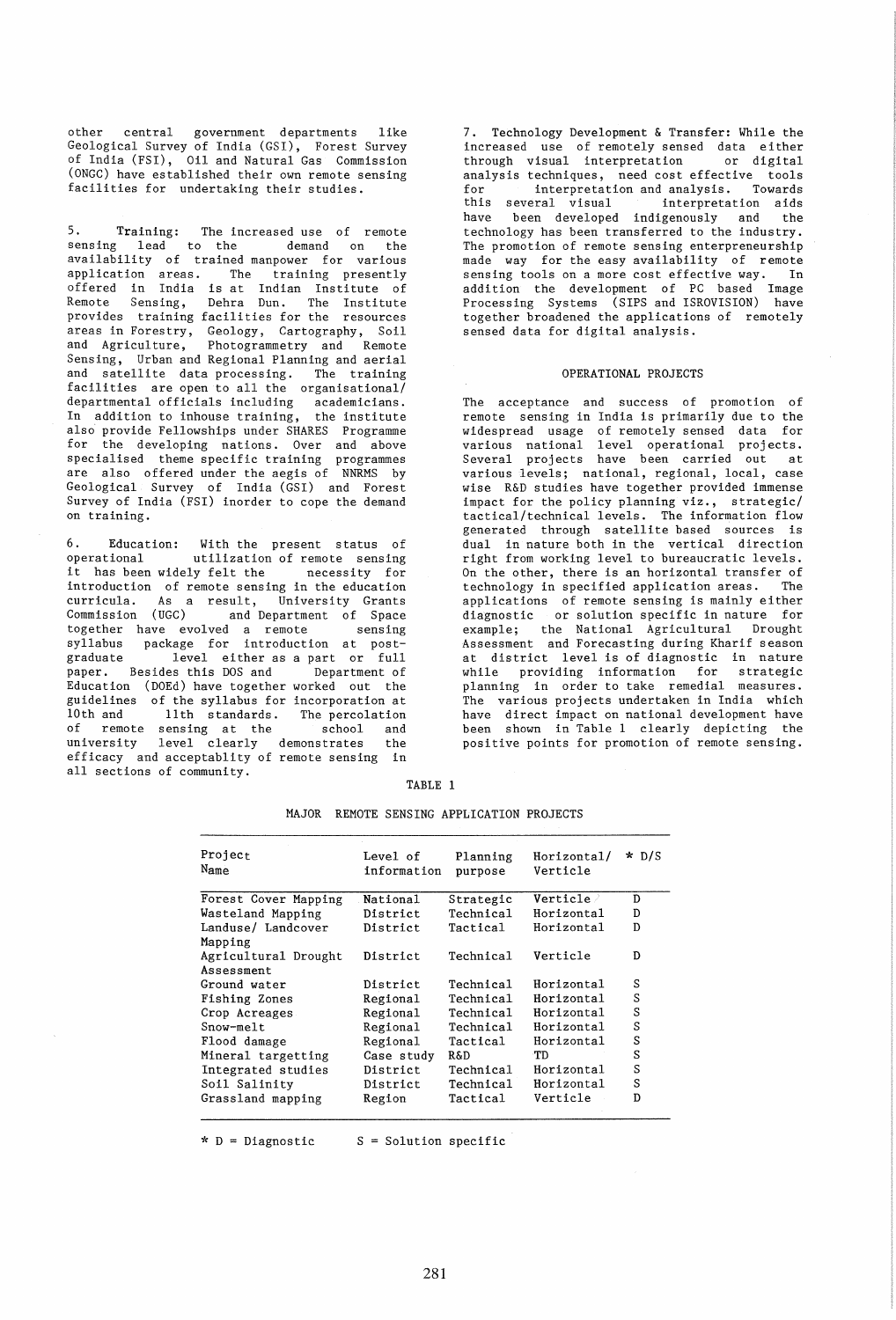other central government departments like Geological Survey of India (GSI), Forest Survey of India (FSI), Oil and Natural Gas Commission (ONGC) have established their own remote sensing facilities for undertaking their studies.

5. **Training:** The increased use of remote sensing lead to the demand on the availability of trained manpower for various application areas. The training presently offered in India is at Indian Institute of Remote Sensing, Dehra Dun. The Institute provides training facilities for the resources areas in Forestry, Geology, Cartography, Soil and Agriculture, Photogrammetry and Remote Sensing, Urban and Regional Planning and aerial and satellite data processing. The training facilities are open to all the organisational/ departmental officials including academicians. In addition to inhouse training, the institute also provide Fellowships under SHARES Programme for the developing nations. Over and above specialised theme specific training programmes are also offered under the aegis of NNRMS by Geological Survey of India (GSI) and Forest Survey of India (FSI) inorder to cope the demand on training.

6. Education: With the present status of operational utilization of remote sensing it has been widely felt the necessity for introduction of remote sensing in the education curricula. As a result, University Grants Commission (UGC) and Department of Space together have evolved a remote sensing syllabus package for introduction at post-graduate level either as a part or full paper. Besides this DOS and Department of Education (DOEd) have together worked out the guidelines of the syllabus for incorporation at 10th and 11th standards. The percolation of remote sensing at the school and university level clearly demonstrates the efficacy and acceptablity of remote sensing in all sections of community.

7. Technology Development & Transfer: While the increased use of remotely sensed data either through visual interpretation or digital analysis techniques, need cost effective tools for interpretation and analysis. Towards this several visual interpretation aids have been developed indigenously and the technology has been transferred to the industry. The promotion of remote sensing enterpreneurship made way for the easy availability of remote sensing tools on a more cost effective way. In addition the development of PC based Image Processing Systems (SIPS and ISROVISION) have together broadened the applications of remotely sensed data for digital analysis.

## OPERATIONAL PROJECTS

The acceptance and success of promotion of remote sensing in India is primarily due to the widespread usage of remotely sensed data for various national level operational projects. Several projects have been carried out at various levels; national, regional, local, case wise R&D studies have together provided immense impact for the policy planning viz., strategic/ tactical/technical levels. The information flow generated through satellite based sources is dual in nature both in the vertical direction right from working level to bureaucratic levels. On the other, there is an horizontal transfer of technology in specified application areas. The applications of remote sensing is mainly either diagnostic or solution specific in nature for example; the National Agricultural Drought Assessment and Forecasting during Kharif season at district level is of diagnostic in nature while providing information for strategic planning in order to take remedial measures. The various projects undertaken in India which have direct impact on national development have been shown in Table 1 clearly depicting the positive points for promotion of remote sensing.

TABLE 1

MAJOR REMOTE SENSING APPLICATION PROJECTS

| Project Name | Level of information | Planning purpose | Horizontal/ Verticle | * D/S |
|---|---|---|---|---|
| Forest Cover Mapping | National | Strategic | Verticle | D |
| Wasteland Mapping | District | Technical | Horizontal | D |
| Landuse/ Landcover Mapping | District | Tactical | Horizontal | D |
| Agricultural Drought Assessment | District | Technical | Verticle | D |
| Ground water | District | Technical | Horizontal | S |
| Fishing Zones | Regional | Technical | Horizontal | S |
| Crop Acreages | Regional | Technical | Horizontal | S |
| Snow-melt | Regional | Technical | Horizontal | S |
| Flood damage | Regional | Tactical | Horizontal | S |
| Mineral targetting | Case study | R&D | TD | S |
| Integrated studies | District | Technical | Horizontal | S |
| Soil Salinity | District | Technical | Horizontal | S |
| Grassland mapping | Region | Tactical | Verticle | D |

* D = Diagnostic S = Solution specific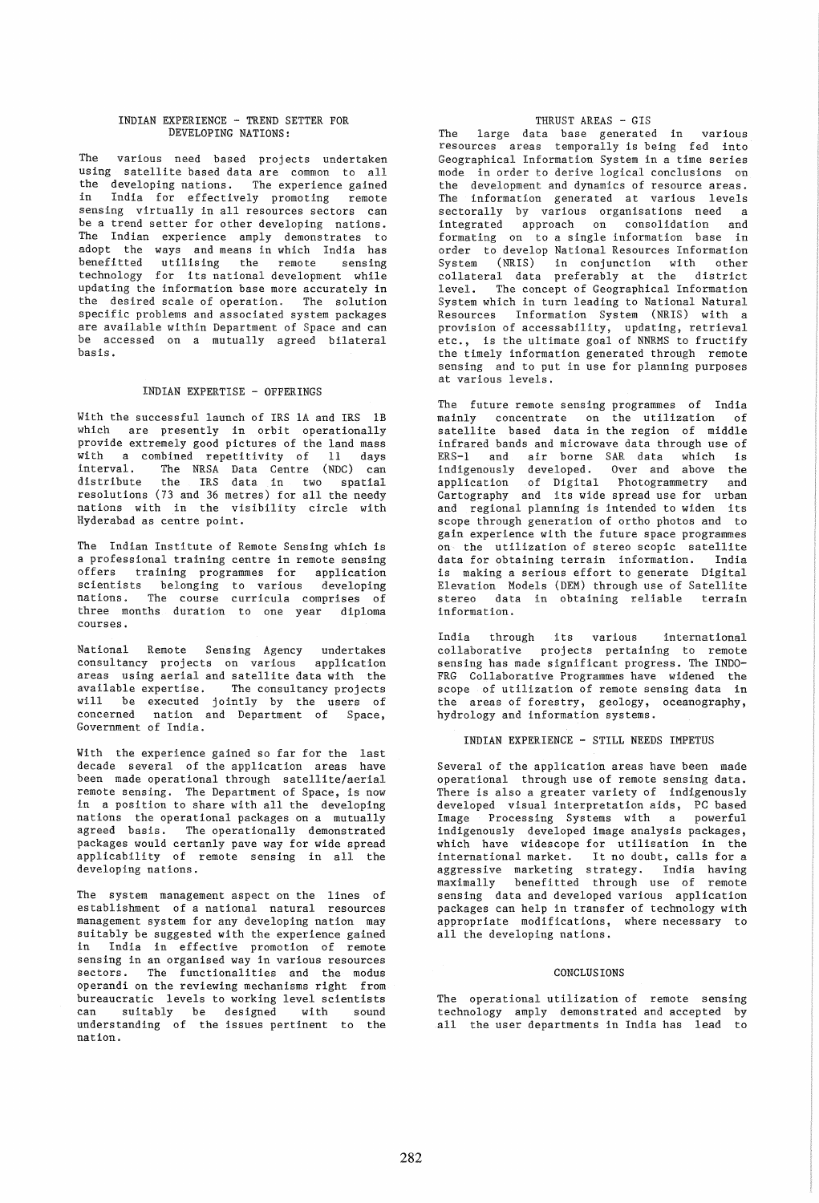## INDIAN EXPERIENCE - TREND SETTER FOR DEVELOPING NATIONS:

The various need based projects undertaken using satellite based data are common to all the developing nations. The experience gained in India for effectively promoting remote sensing virtually in all resources sectors can be a trend setter for other developing nations. The Indian experience amply demonstrates to adopt the ways and means in which India has benefitted utilising the remote sensing technology for its national development while updating the information base more accurately in the desired scale of operation. The solution specific problems and associated system packages are available within Department of Space and can be accessed on a mutually agreed bilateral basis.

## INDIAN EXPERTISE - OFFERINGS

With the successful launch of IRS 1A and IRS 1B which are presently in orbit operationally provide extremely good pictures of the land mass with a combined repetitivity of 11 days interval. The NRSA Data Centre (NDC) can distribute the IRS data in two spatial resolutions (73 and 36 metres) for all the needy nations with in the visibility circle with Hyderabad as centre point.

The Indian Institute of Remote Sensing which is a professional training centre in remote sensing offers training programmes for application scientists belonging to various developing nations. The course curricula comprises of three months duration to one year diploma courses.

National Remote Sensing Agency undertakes consultancy projects on various application areas using aerial and satellite data with the available expertise. The consultancy projects will be executed jointly by the users of concerned nation and Department of Space, Government of India.

With the experience gained so far for the last decade several of the application areas have been made operational through satellite/aerial remote sensing. The Department of Space, is now in a position to share with all the developing nations the operational packages on a mutually agreed basis. The operationally demonstrated packages would certanly pave way for wide spread applicability of remote sensing in all the developing nations.

The system management aspect on the lines of establishment of a national natural resources management system for any developing nation may suitably be suggested with the experience gained in India in effective promotion of remote sensing in an organised way in various resources sectors. The functionalities and the modus operandi on the reviewing mechanisms right from bureaucratic levels to working level scientists can suitably be designed with sound understanding of the issues pertinent to the nation.

## THRUST AREAS - GIS

The large data base generated in various resources areas temporally is being fed into Geographical Information System in a time series mode in order to derive logical conclusions on the development and dynamics of resource areas. The information generated at various levels sectorally by various organisations need a integrated approach on consolidation and formating on to a single information base in order to develop National Resources Information System (NRIS) in conjunction with other collateral data preferably at the district level. The concept of Geographical Information System which in turn leading to National Natural Resources Information System (NRIS) with a provision of accessability, updating, retrieval etc., is the ultimate goal of NNRMS to fructify the timely information generated through remote sensing and to put in use for planning purposes at various levels.

The future remote sensing programmes of India mainly concentrate on the utilization of satellite based data in the region of middle infrared bands and microwave data through use of ERS-1 and air borne SAR data which is indigenously developed. Over and above the application of Digital Photogrammetry and Cartography and its wide spread use for urban and regional planning is intended to widen its scope through generation of ortho photos and to gain experience with the future space programmes on the utilization of stereo scopic satellite data for obtaining terrain information. India is making a serious effort to generate Digital Elevation Models (DEM) through use of Satellite stereo data in obtaining reliable terrain information.

India through its various international collaborative projects pertaining to remote sensing has made significant progress. The INDO-FRG Collaborative Programmes have widened the scope of utilization of remote sensing data in the areas of forestry, geology, oceanography, hydrology and information systems.

## INDIAN EXPERIENCE - STILL NEEDS IMPETUS

Several of the application areas have been made operational through use of remote sensing data. There is also a greater variety of indigenously developed visual interpretation aids, PC based Image Processing Systems with a powerful indigenously developed image analysis packages, which have widescope for utilisation in the international market. It no doubt, calls for a aggressive marketing strategy. India having maximally benefitted through use of remote sensing data and developed various application packages can help in transfer of technology with appropriate modifications, where necessary to all the developing nations.

## CONCLUSIONS

The operational utilization of remote sensing technology amply demonstrated and accepted by all the user departments in India has lead to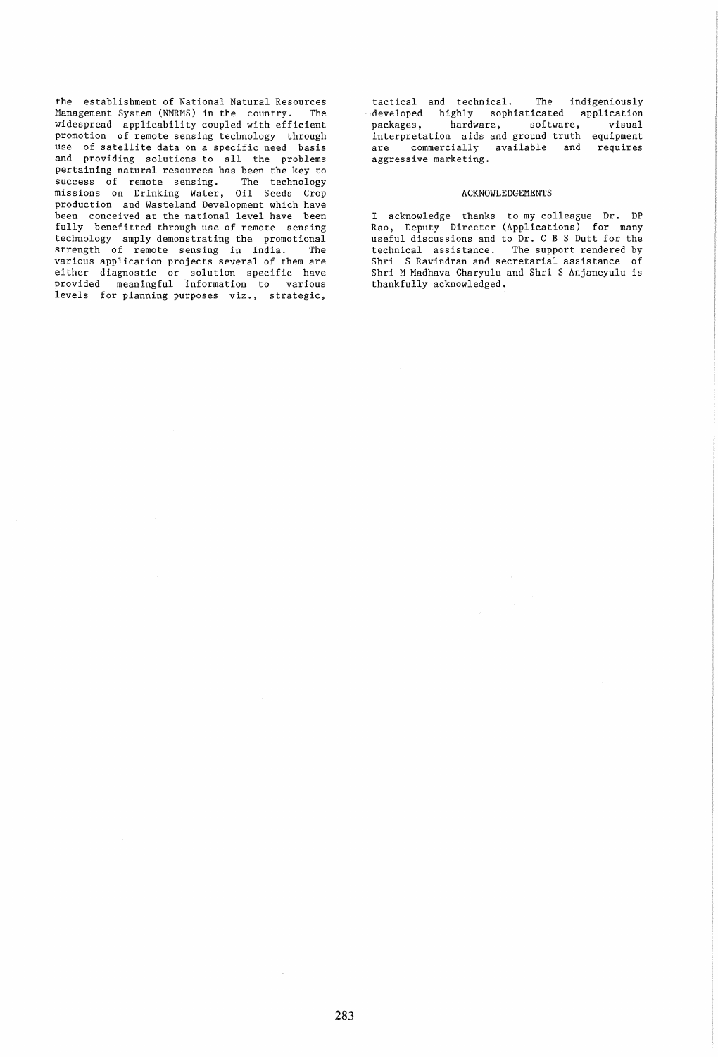the establishment of National Natural Resources Management System (NNRMS) in the country. The widespread applicability coupled with efficient promotion of remote sensing technology through use of satellite data on a specific need basis and providing solutions to all the problems pertaining natural resources has been the key to success of remote sensing. The technology missions on Drinking Water, Oil Seeds Crop production and Wasteland Development which have been conceived at the national level have been fully benefitted through use of remote sensing technology amply demonstrating the promotional strength of remote sensing in India. The various application projects several of them are either diagnostic or solution specific have provided meaningful information to various levels for planning purposes viz., strategic, tactical and technical. The indigeniously developed highly sophisticated application packages, hardware, software, visual interpretation aids and ground truth equipment are commercially available and requires aggressive marketing.

## ACKNOWLEDGEMENTS

I acknowledge thanks to my colleague Dr. DP Rao, Deputy Director (Applications) for many useful discussions and to Dr. C B S Dutt for the technical assistance. The support rendered by Shri S Ravindran and secretarial assistance of Shri M Madhava Charyulu and Shri S Anjaneyulu is thankfully acknowledged.